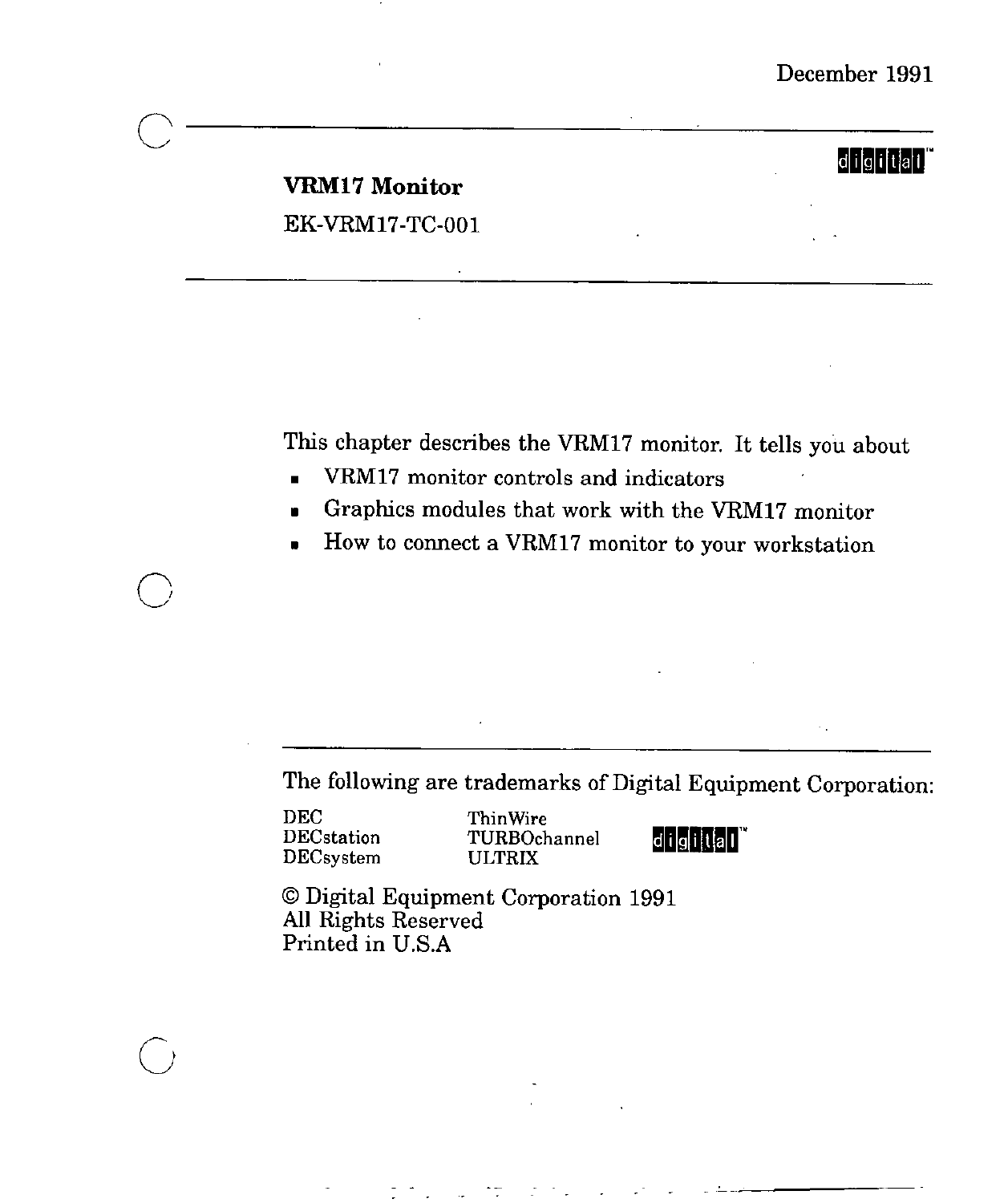December 1991

# VRM17 Monitor

EK-VRM17-TC-001

This chapter describes the VRM17 monitor. It tells you about

- VRM17 monitor controls and indicators
- Graphics modules that work with the VRM17 monitor
- How to connect a VRM17 monitor to your workstation

---

The following are trademarks of Digital Equipment Corporation:

| | | |
|---|---|---|
| DEC | ThinWire | digital™ |
| DECstation | TURBOchannel | |
| DECsystem | ULTRIX | |

© Digital Equipment Corporation 1991
All Rights Reserved
Printed in U.S.A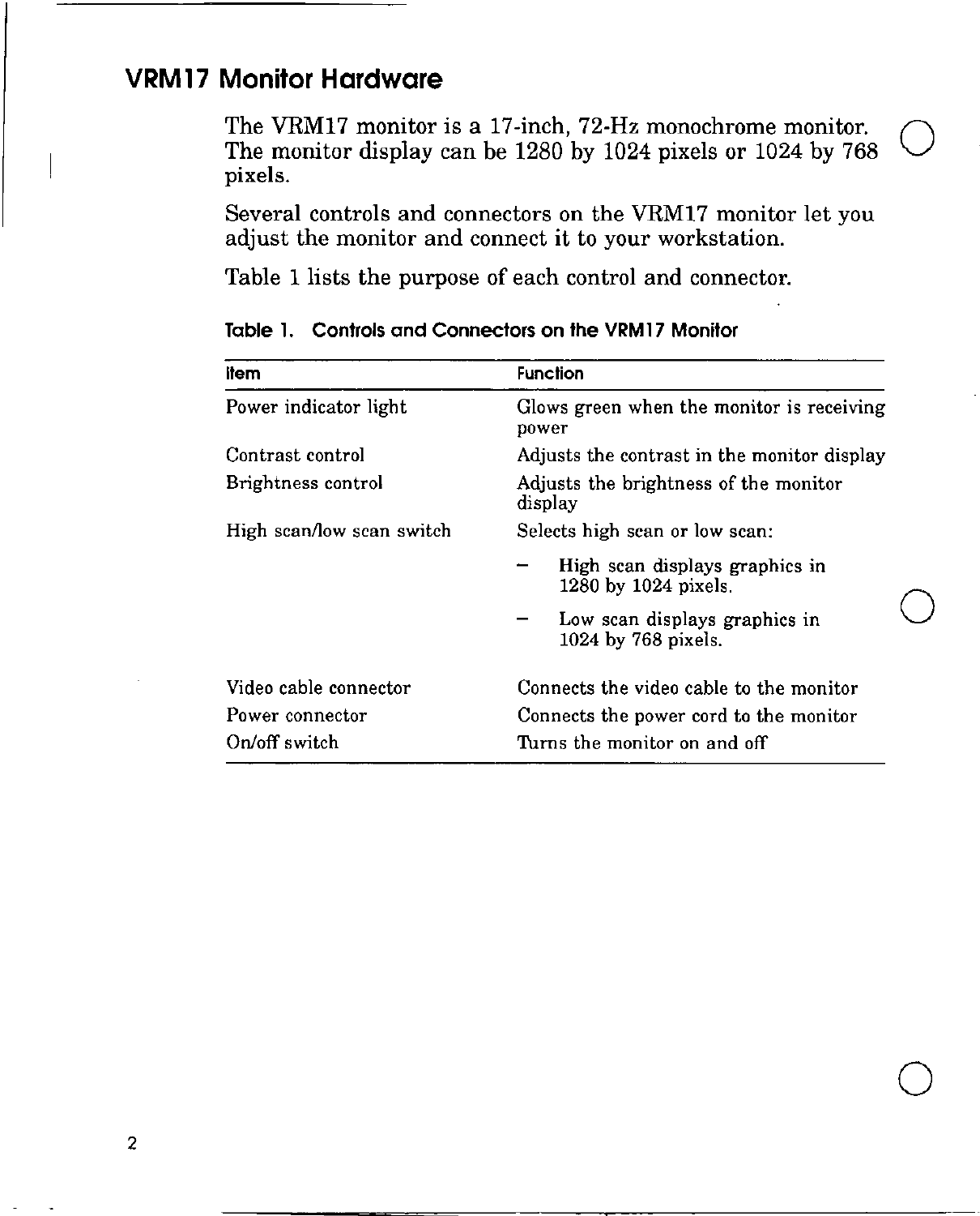## VRM17 Monitor Hardware

The VRM17 monitor is a 17-inch, 72-Hz monochrome monitor. The monitor display can be 1280 by 1024 pixels or 1024 by 768 pixels.

Several controls and connectors on the VRM17 monitor let you adjust the monitor and connect it to your workstation.

Table 1 lists the purpose of each control and connector.

**Table 1. Controls and Connectors on the VRM17 Monitor**

| Item | Function |
|---|---|
| Power indicator light | Glows green when the monitor is receiving power |
| Contrast control | Adjusts the contrast in the monitor display |
| Brightness control | Adjusts the brightness of the monitor display |
| High scan/low scan switch | Selects high scan or low scan:<br>– High scan displays graphics in 1280 by 1024 pixels.<br>– Low scan displays graphics in 1024 by 768 pixels. |
| Video cable connector | Connects the video cable to the monitor |
| Power connector | Connects the power cord to the monitor |
| On/off switch | Turns the monitor on and off |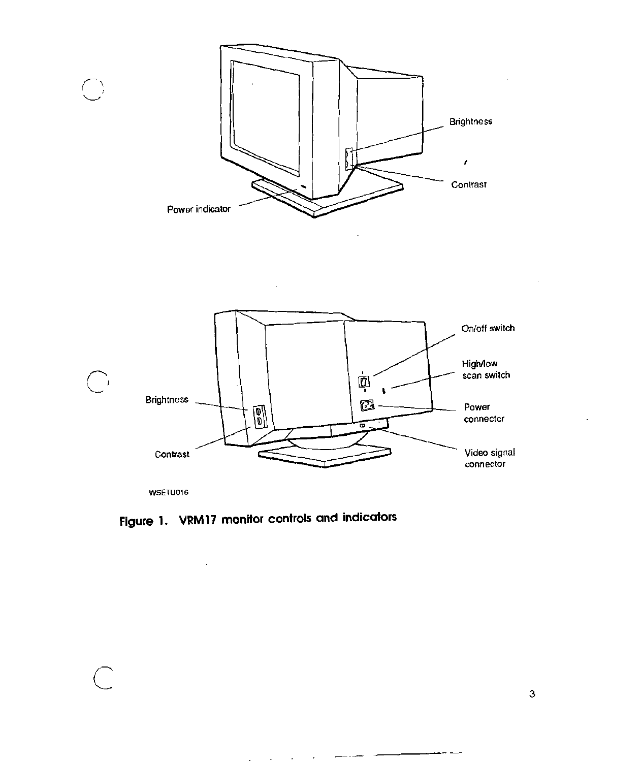Brightness

Contrast

Power indicator

On/off switch

High/low scan switch

Brightness

Power connector

Contrast

Video signal connector

WSETU016

**Figure 1. VRM17 monitor controls and indicators**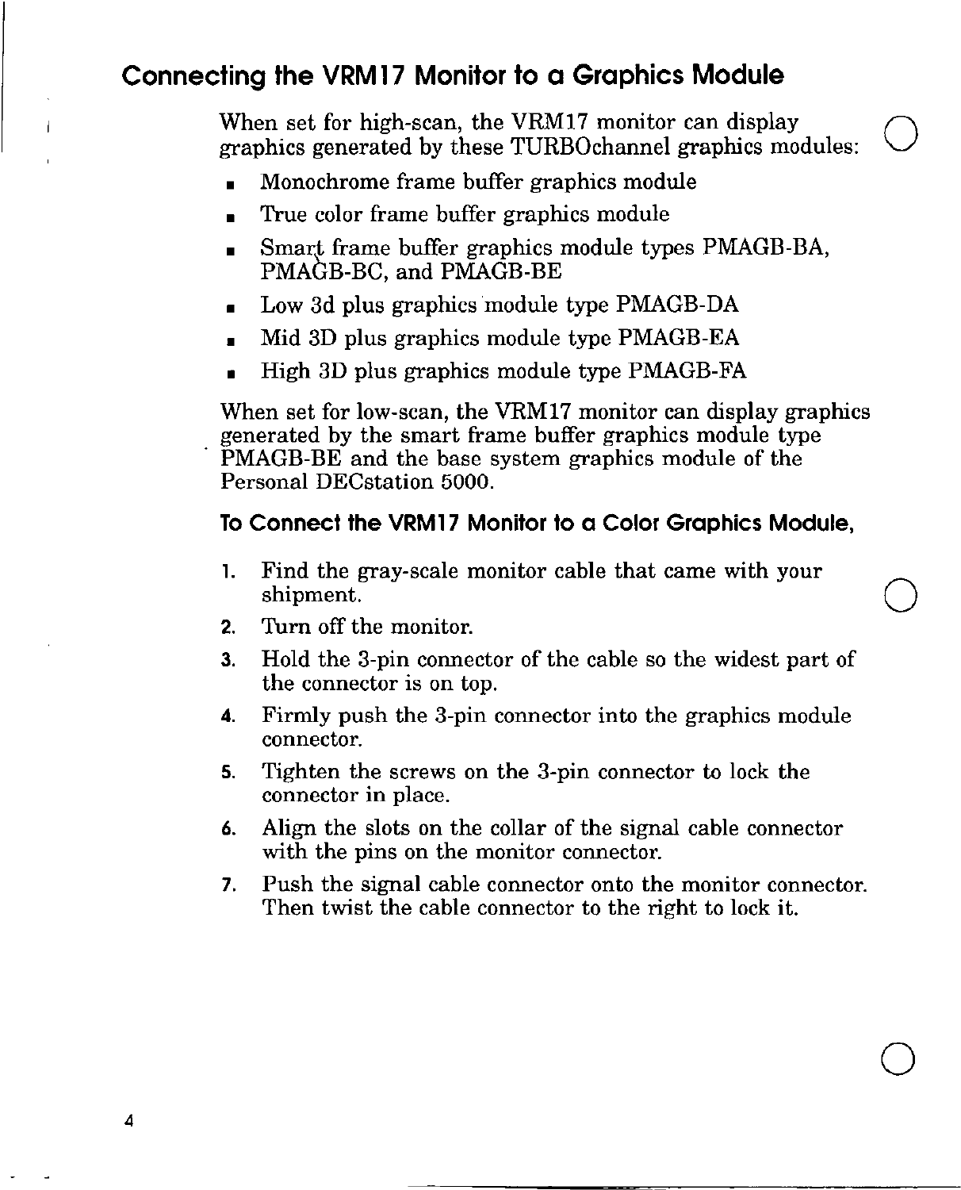## Connecting the VRM17 Monitor to a Graphics Module

When set for high-scan, the VRM17 monitor can display graphics generated by these TURBOchannel graphics modules:

- Monochrome frame buffer graphics module
- True color frame buffer graphics module
- Smart frame buffer graphics module types PMAGB-BA, PMAGB-BC, and PMAGB-BE
- Low 3d plus graphics module type PMAGB-DA
- Mid 3D plus graphics module type PMAGB-EA
- High 3D plus graphics module type PMAGB-FA

When set for low-scan, the VRM17 monitor can display graphics generated by the smart frame buffer graphics module type PMAGB-BE and the base system graphics module of the Personal DECstation 5000.

### To Connect the VRM17 Monitor to a Color Graphics Module,

1. Find the gray-scale monitor cable that came with your shipment.
2. Turn off the monitor.
3. Hold the 3-pin connector of the cable so the widest part of the connector is on top.
4. Firmly push the 3-pin connector into the graphics module connector.
5. Tighten the screws on the 3-pin connector to lock the connector in place.
6. Align the slots on the collar of the signal cable connector with the pins on the monitor connector.
7. Push the signal cable connector onto the monitor connector. Then twist the cable connector to the right to lock it.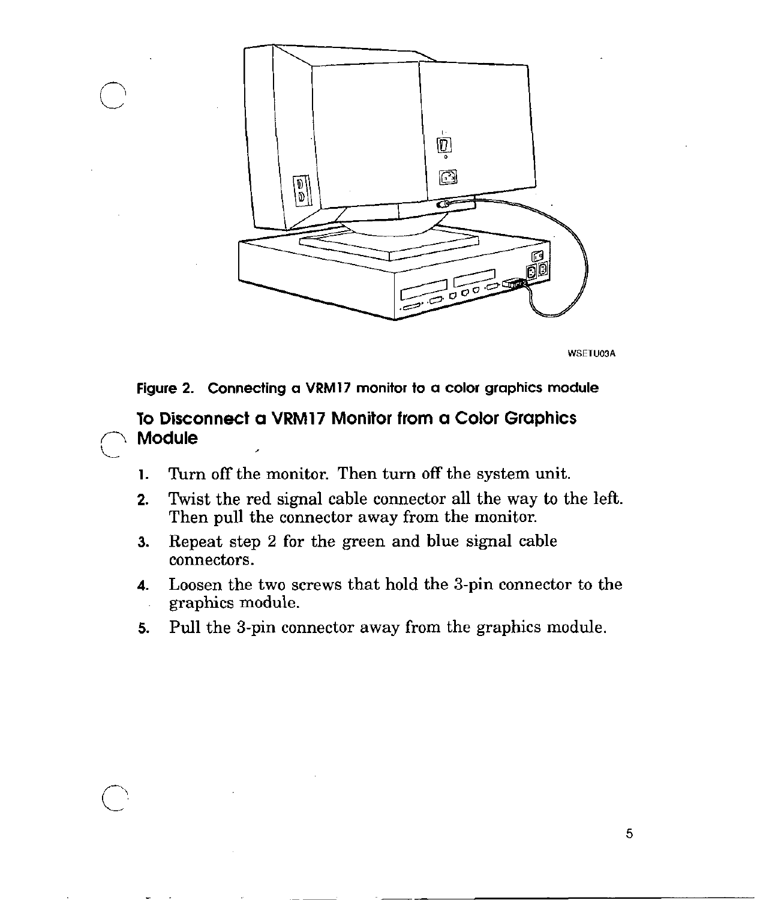WSETU03A

Figure 2. Connecting a VRM17 monitor to a color graphics module

## To Disconnect a VRM17 Monitor from a Color Graphics Module

1. Turn off the monitor. Then turn off the system unit.
2. Twist the red signal cable connector all the way to the left. Then pull the connector away from the monitor.
3. Repeat step 2 for the green and blue signal cable connectors.
4. Loosen the two screws that hold the 3-pin connector to the graphics module.
5. Pull the 3-pin connector away from the graphics module.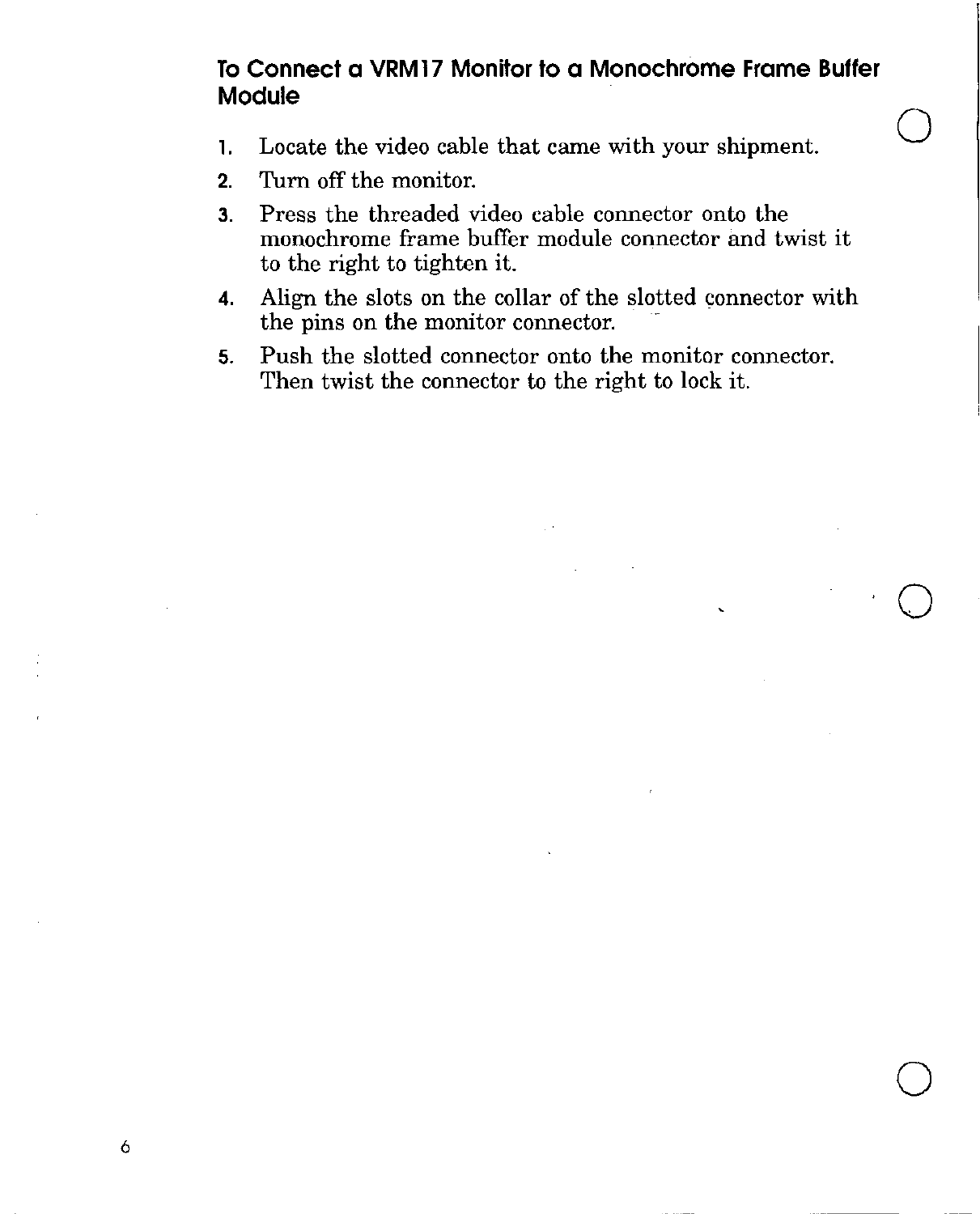## To Connect a VRM17 Monitor to a Monochrome Frame Buffer Module

1. Locate the video cable that came with your shipment.
2. Turn off the monitor.
3. Press the threaded video cable connector onto the monochrome frame buffer module connector and twist it to the right to tighten it.
4. Align the slots on the collar of the slotted connector with the pins on the monitor connector.
5. Push the slotted connector onto the monitor connector. Then twist the connector to the right to lock it.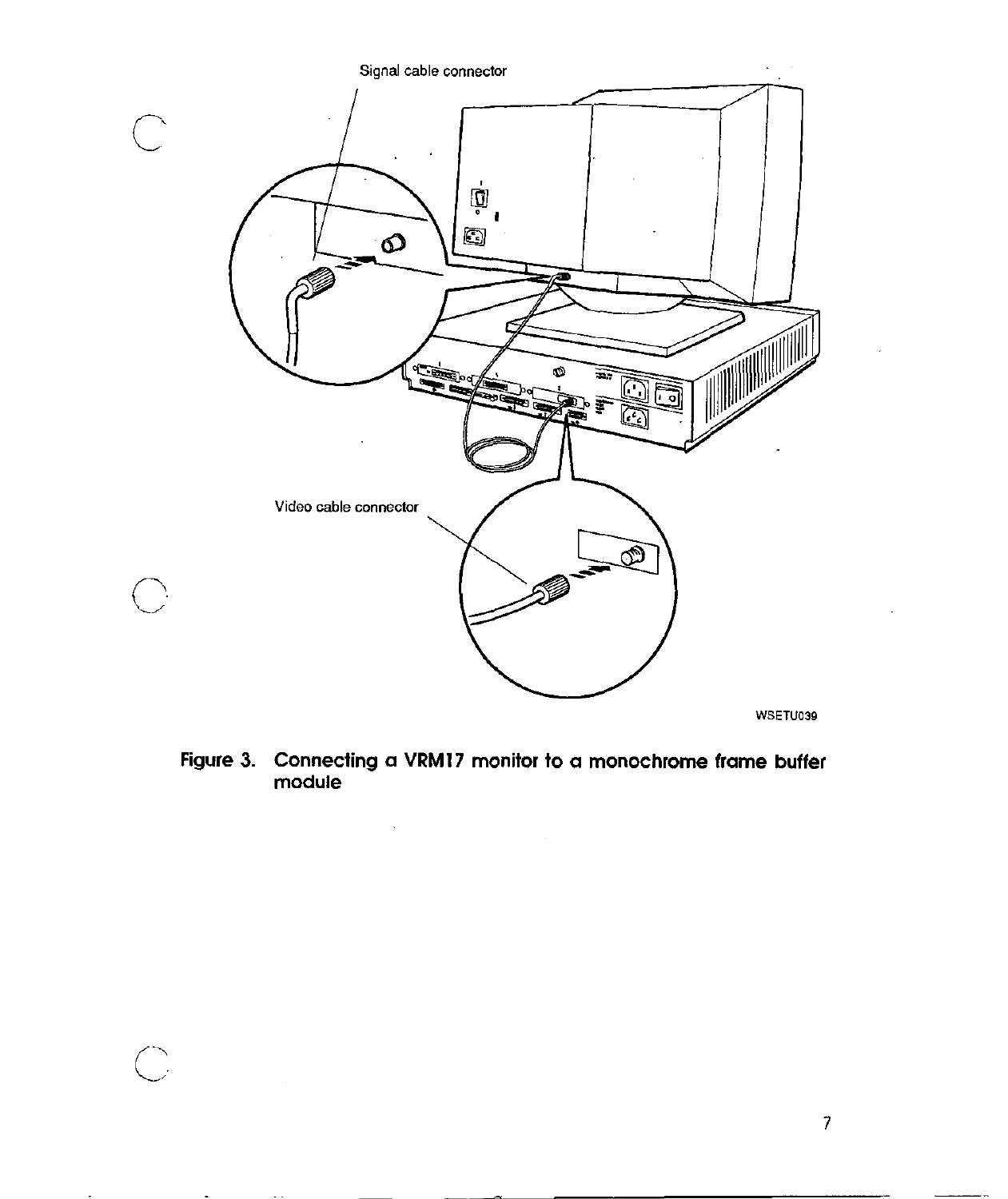Signal cable connector

Video cable connector

WSETU039

**Figure 3. Connecting a VRM17 monitor to a monochrome frame buffer module**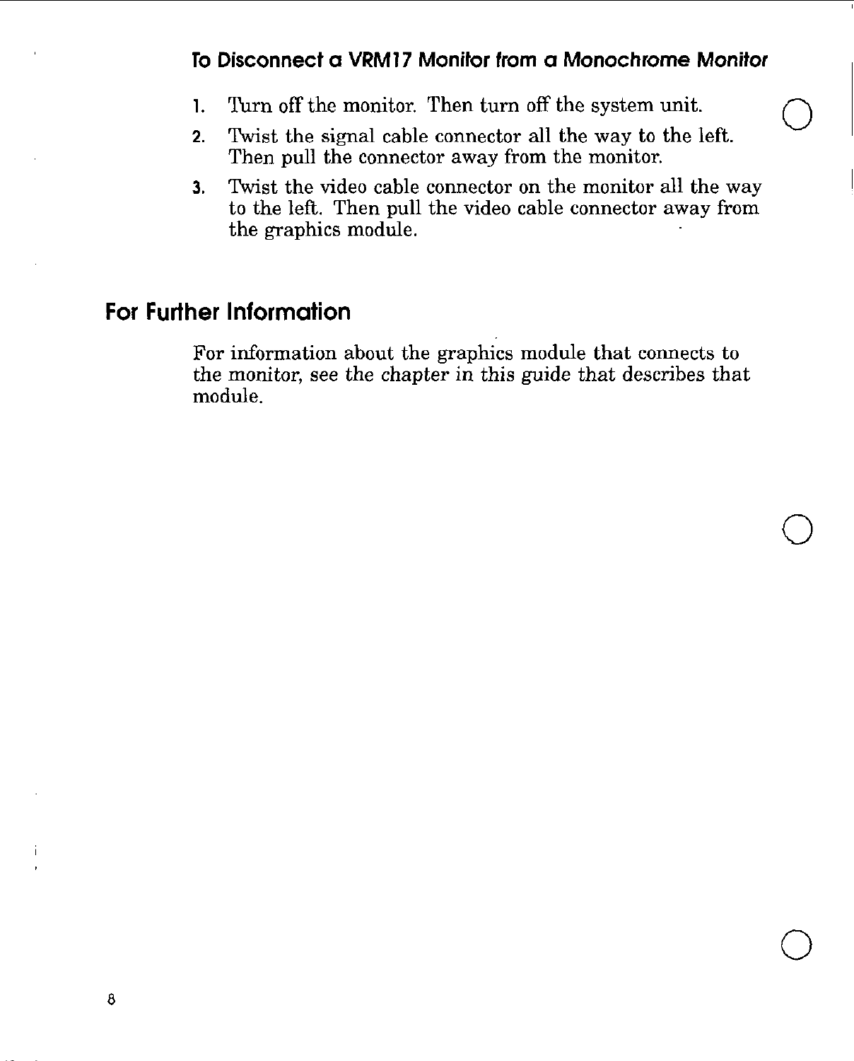### To Disconnect a VRM17 Monitor from a Monochrome Monitor

1. Turn off the monitor. Then turn off the system unit.
2. Twist the signal cable connector all the way to the left. Then pull the connector away from the monitor.
3. Twist the video cable connector on the monitor all the way to the left. Then pull the video cable connector away from the graphics module.

## For Further Information

For information about the graphics module that connects to the monitor, see the chapter in this guide that describes that module.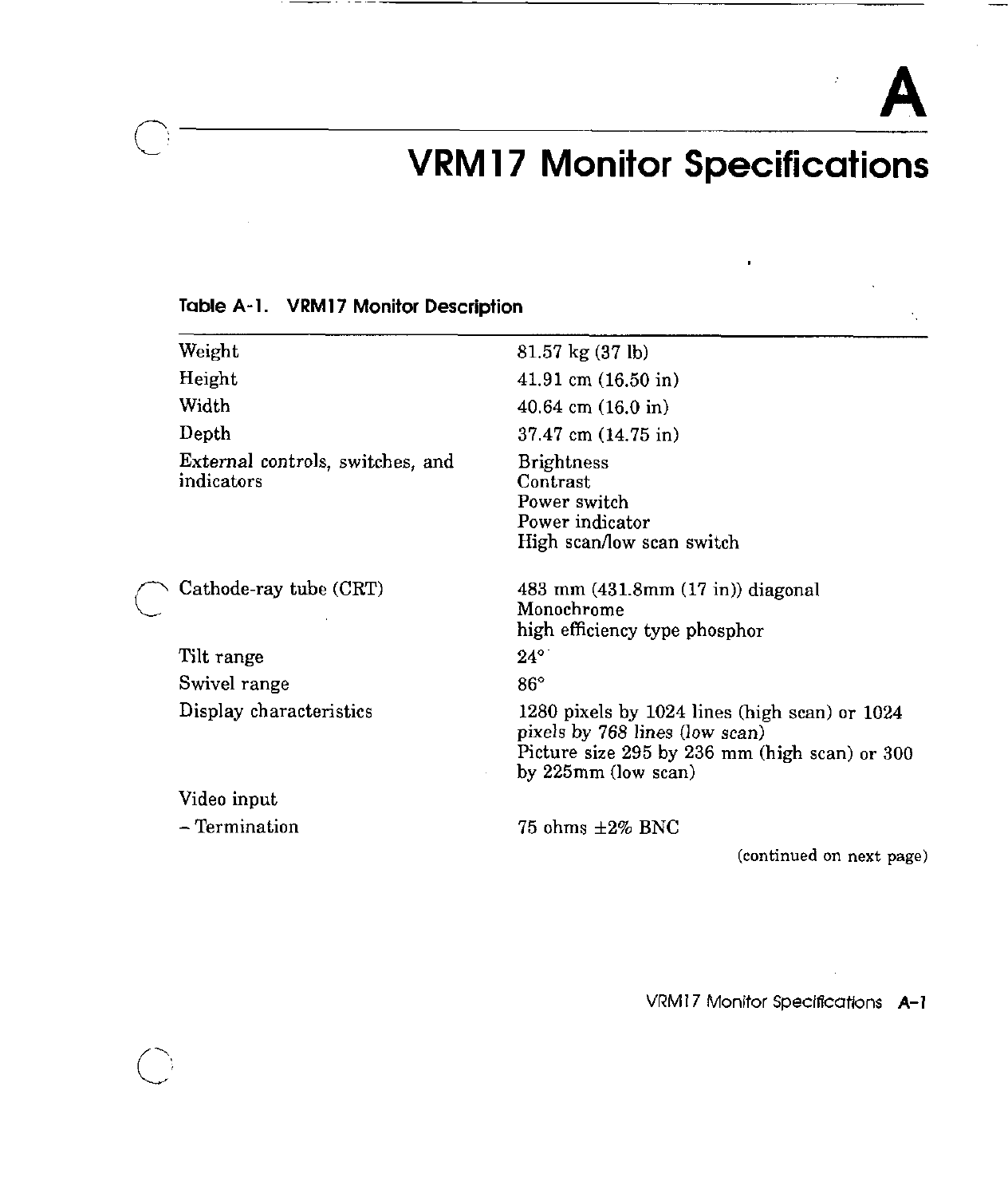# A

# VRM17 Monitor Specifications

**Table A-1. VRM17 Monitor Description**

| | |
|---|---|
| Weight | 81.57 kg (37 lb) |
| Height | 41.91 cm (16.50 in) |
| Width | 40.64 cm (16.0 in) |
| Depth | 37.47 cm (14.75 in) |
| External controls, switches, and indicators | Brightness<br>Contrast<br>Power switch<br>Power indicator<br>High scan/low scan switch |
| Cathode-ray tube (CRT) | 483 mm (431.8mm (17 in)) diagonal<br>Monochrome<br>high efficiency type phosphor |
| Tilt range | 24° |
| Swivel range | 86° |
| Display characteristics | 1280 pixels by 1024 lines (high scan) or 1024 pixels by 768 lines (low scan)<br>Picture size 295 by 236 mm (high scan) or 300 by 225mm (low scan) |
| Video input | |
| – Termination | 75 ohms ±2% BNC |

(continued on next page)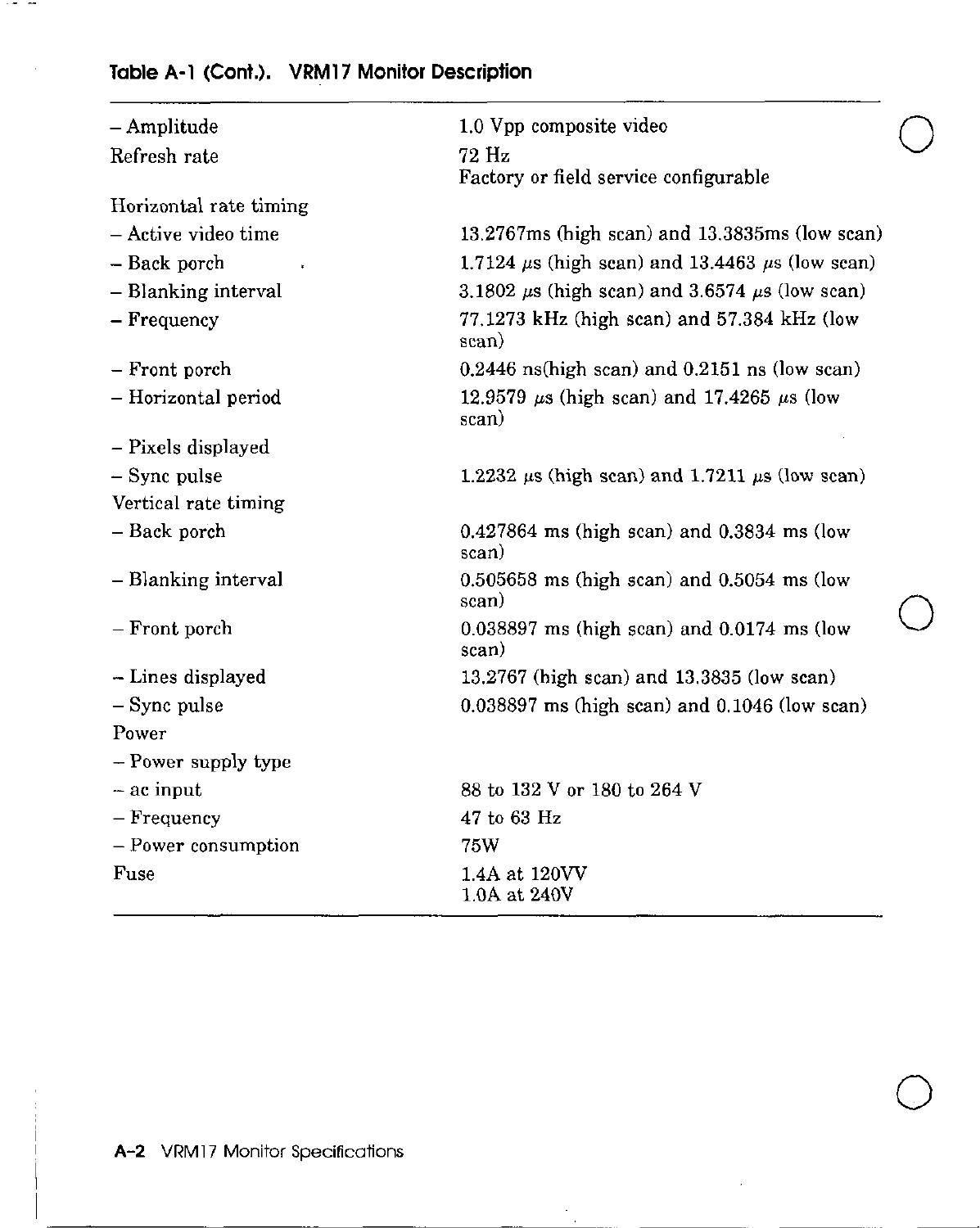**Table A-1 (Cont.). VRM17 Monitor Description**

| | |
|---|---|
| – Amplitude | 1.0 Vpp composite video |
| Refresh rate | 72 Hz<br>Factory or field service configurable |
| Horizontal rate timing | |
| – Active video time | 13.2767ms (high scan) and 13.3835ms (low scan) |
| – Back porch | 1.7124 µs (high scan) and 13.4463 µs (low scan) |
| – Blanking interval | 3.1802 µs (high scan) and 3.6574 µs (low scan) |
| – Frequency | 77.1273 kHz (high scan) and 57.384 kHz (low scan) |
| – Front porch | 0.2446 ns(high scan) and 0.2151 ns (low scan) |
| – Horizontal period | 12.9579 µs (high scan) and 17.4265 µs (low scan) |
| – Pixels displayed | |
| – Sync pulse | 1.2232 µs (high scan) and 1.7211 µs (low scan) |
| Vertical rate timing | |
| – Back porch | 0.427864 ms (high scan) and 0.3834 ms (low scan) |
| – Blanking interval | 0.505658 ms (high scan) and 0.5054 ms (low scan) |
| – Front porch | 0.038897 ms (high scan) and 0.0174 ms (low scan) |
| – Lines displayed | 13.2767 (high scan) and 13.3835 (low scan) |
| – Sync pulse | 0.038897 ms (high scan) and 0.1046 (low scan) |
| Power | |
| – Power supply type | |
| – ac input | 88 to 132 V or 180 to 264 V |
| – Frequency | 47 to 63 Hz |
| – Power consumption | 75W |
| Fuse | 1.4A at 120VV<br>1.0A at 240V |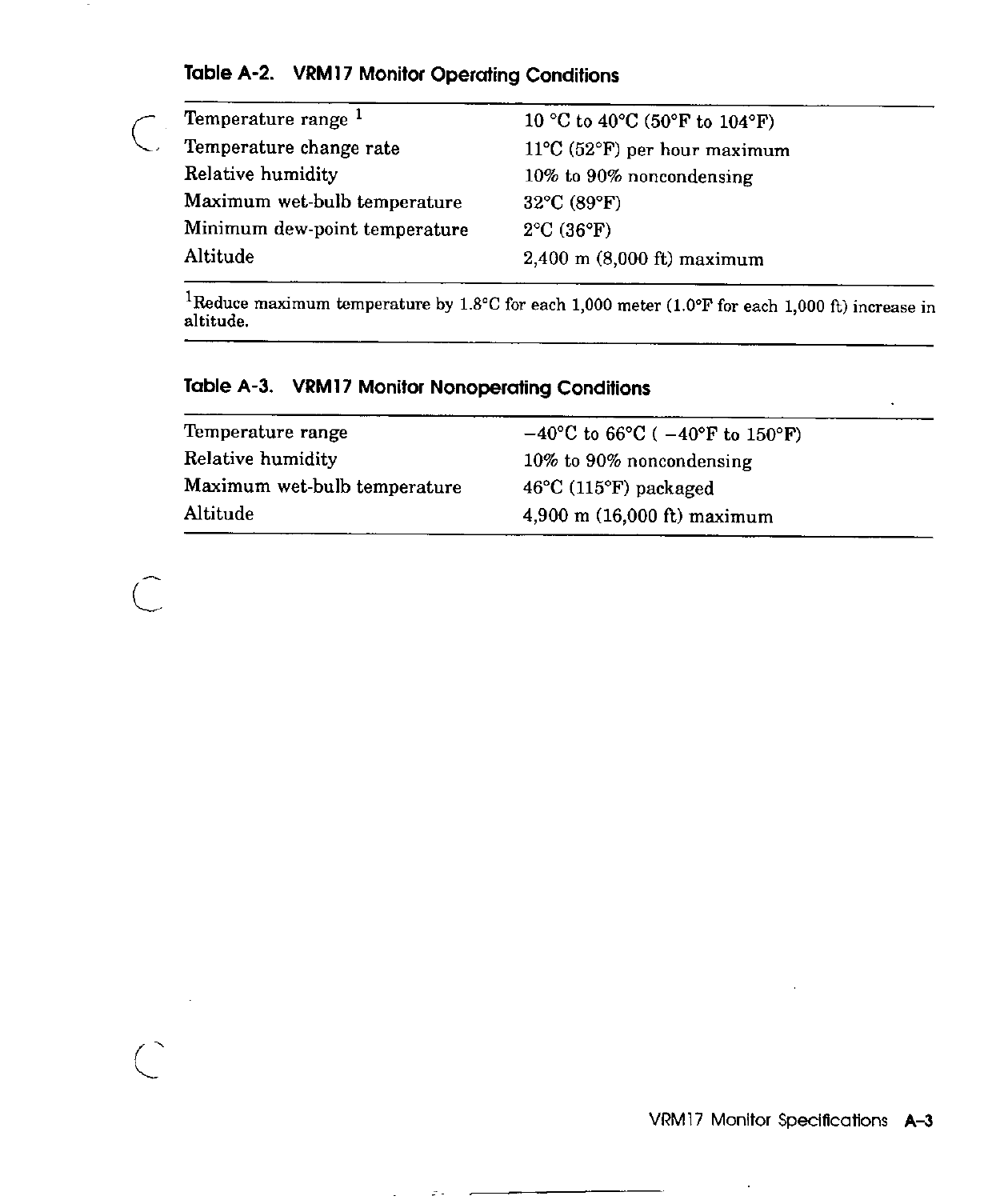**Table A-2. VRM17 Monitor Operating Conditions**

| | |
|---|---|
| Temperature range [1] | 10 °C to 40°C (50°F to 104°F) |
| Temperature change rate | 11°C (52°F) per hour maximum |
| Relative humidity | 10% to 90% noncondensing |
| Maximum wet-bulb temperature | 32°C (89°F) |
| Minimum dew-point temperature | 2°C (36°F) |
| Altitude | 2,400 m (8,000 ft) maximum |

[1] Reduce maximum temperature by 1.8°C for each 1,000 meter (1.0°F for each 1,000 ft) increase in altitude.

**Table A-3. VRM17 Monitor Nonoperating Conditions**

| | |
|---|---|
| Temperature range | −40°C to 66°C ( −40°F to 150°F) |
| Relative humidity | 10% to 90% noncondensing |
| Maximum wet-bulb temperature | 46°C (115°F) packaged |
| Altitude | 4,900 m (16,000 ft) maximum |